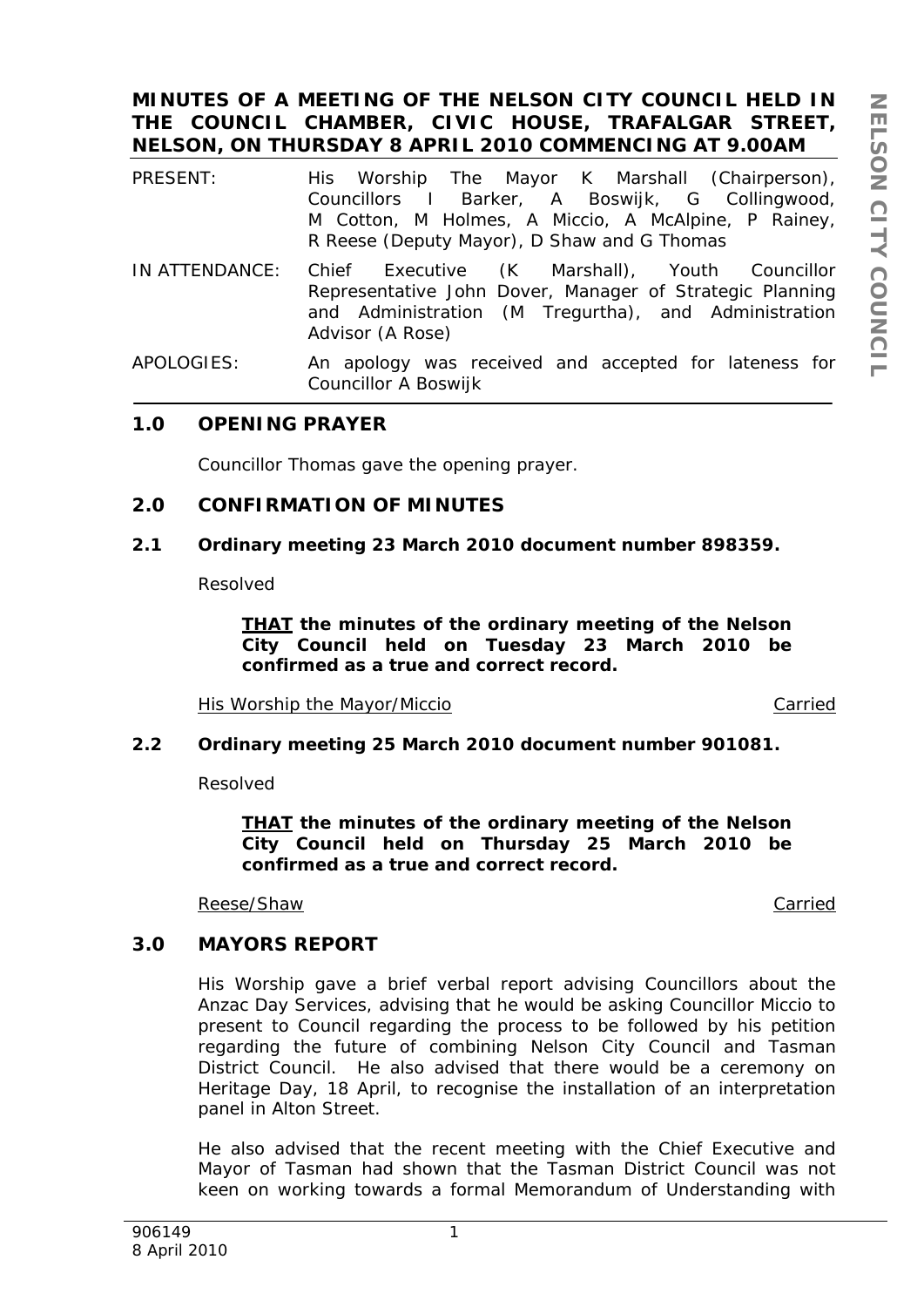# MINUTES OF A MEETING OF THE NELSON CITY COUNCIL HELD IN THE COUNCIL CHAMBER, CIVIC HOUSE, TRAFALGAR STREET, NELSON, ON THURSDAY 8 APRIL 2010 COMMENCING AT 9.00AM

PRESENT: His Worship The Mayor K Marshall (Chairperson), Councillors I Barker, A Boswijk, G Collingwood, M Cotton, M Holmes, A Miccio, A McAlpine, P Rainey, R Reese (Deputy Mayor), D Shaw and G Thomas

IN ATTENDANCE: Chief Executive (K Marshall), Youth Councillor Representative John Dover, Manager of Strategic Planning and Administration (M Tregurtha), and Administration Advisor (A Rose)

APOLOGIES: An apology was received and accepted for lateness for Councillor A Boswijk

## 1.0 OPENING PRAYER

Councillor Thomas gave the opening prayer.

## 2.0 CONFIRMATION OF MINUTES

### 2.1 Ordinary meeting 23 March 2010 document number 898359.

Resolved

> **THAT the minutes of the ordinary meeting of the Nelson City Council held on Tuesday 23 March 2010 be confirmed as a true and correct record.**

His Worship the Mayor/Miccio — Carried

### 2.2 Ordinary meeting 25 March 2010 document number 901081.

Resolved

> **THAT the minutes of the ordinary meeting of the Nelson City Council held on Thursday 25 March 2010 be confirmed as a true and correct record.**

Reese/Shaw — Carried

## 3.0 MAYORS REPORT

His Worship gave a brief verbal report advising Councillors about the Anzac Day Services, advising that he would be asking Councillor Miccio to present to Council regarding the process to be followed by his petition regarding the future of combining Nelson City Council and Tasman District Council. He also advised that there would be a ceremony on Heritage Day, 18 April, to recognise the installation of an interpretation panel in Alton Street.

He also advised that the recent meeting with the Chief Executive and Mayor of Tasman had shown that the Tasman District Council was not keen on working towards a formal Memorandum of Understanding with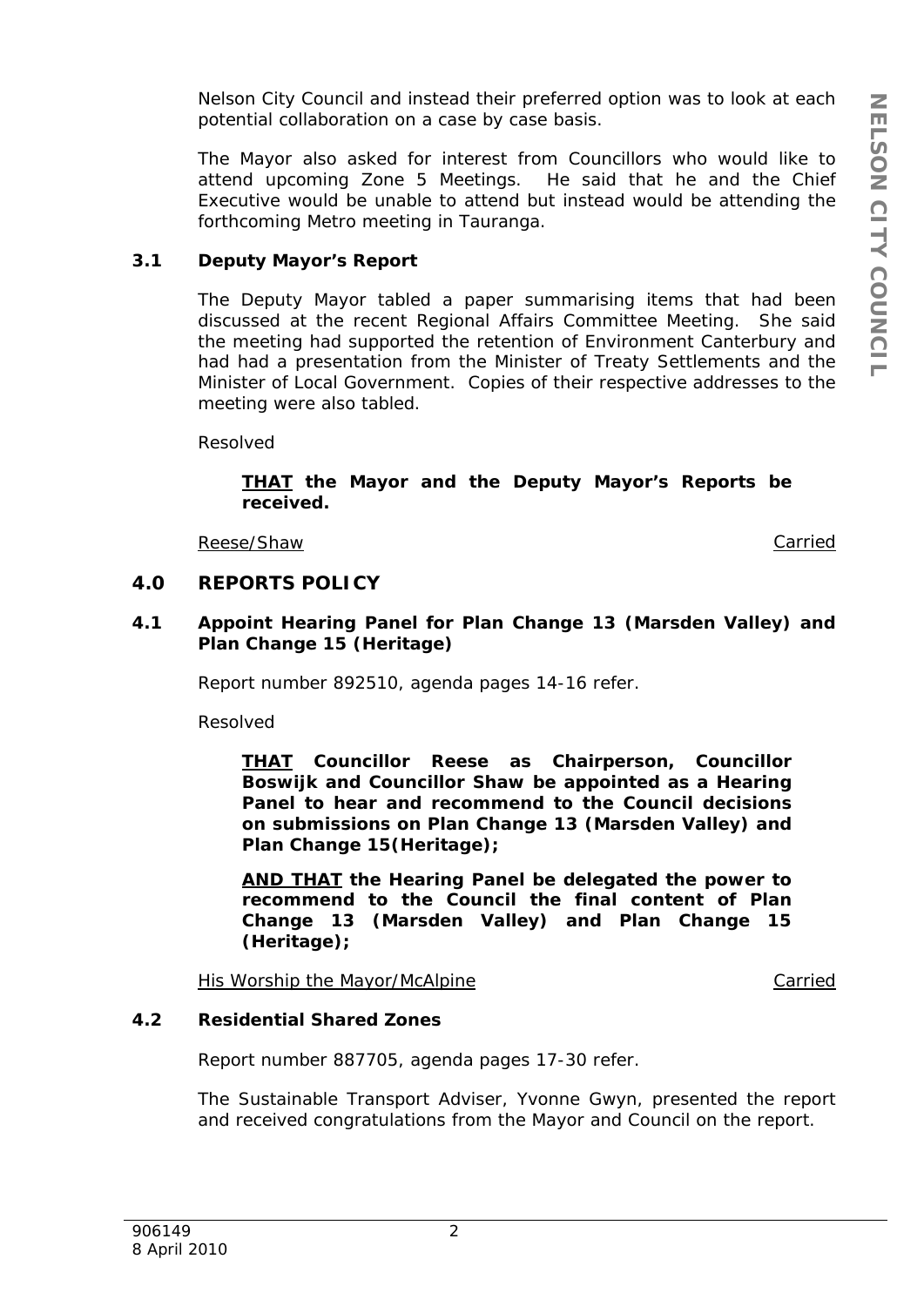Nelson City Council and instead their preferred option was to look at each potential collaboration on a case by case basis.

The Mayor also asked for interest from Councillors who would like to attend upcoming Zone 5 Meetings. He said that he and the Chief Executive would be unable to attend but instead would be attending the forthcoming Metro meeting in Tauranga.

### 3.1 Deputy Mayor's Report

The Deputy Mayor tabled a paper summarising items that had been discussed at the recent Regional Affairs Committee Meeting. She said the meeting had supported the retention of Environment Canterbury and had had a presentation from the Minister of Treaty Settlements and the Minister of Local Government. Copies of their respective addresses to the meeting were also tabled.

Resolved

> **<u>THAT</u> the Mayor and the Deputy Mayor's Reports be received.**

<u>Reese/Shaw</u> <u>Carried</u>

## 4.0 REPORTS POLICY

### 4.1 Appoint Hearing Panel for Plan Change 13 (Marsden Valley) and Plan Change 15 (Heritage)

Report number 892510, agenda pages 14-16 refer.

Resolved

> **<u>THAT</u> Councillor Reese as Chairperson, Councillor Boswijk and Councillor Shaw be appointed as a Hearing Panel to hear and recommend to the Council decisions on submissions on Plan Change 13 (Marsden Valley) and Plan Change 15(Heritage);**
>
> **<u>AND THAT</u> the Hearing Panel be delegated the power to recommend to the Council the final content of Plan Change 13 (Marsden Valley) and Plan Change 15 (Heritage);**

<u>His Worship the Mayor/McAlpine</u> <u>Carried</u>

### 4.2 Residential Shared Zones

Report number 887705, agenda pages 17-30 refer.

The Sustainable Transport Adviser, Yvonne Gwyn, presented the report and received congratulations from the Mayor and Council on the report.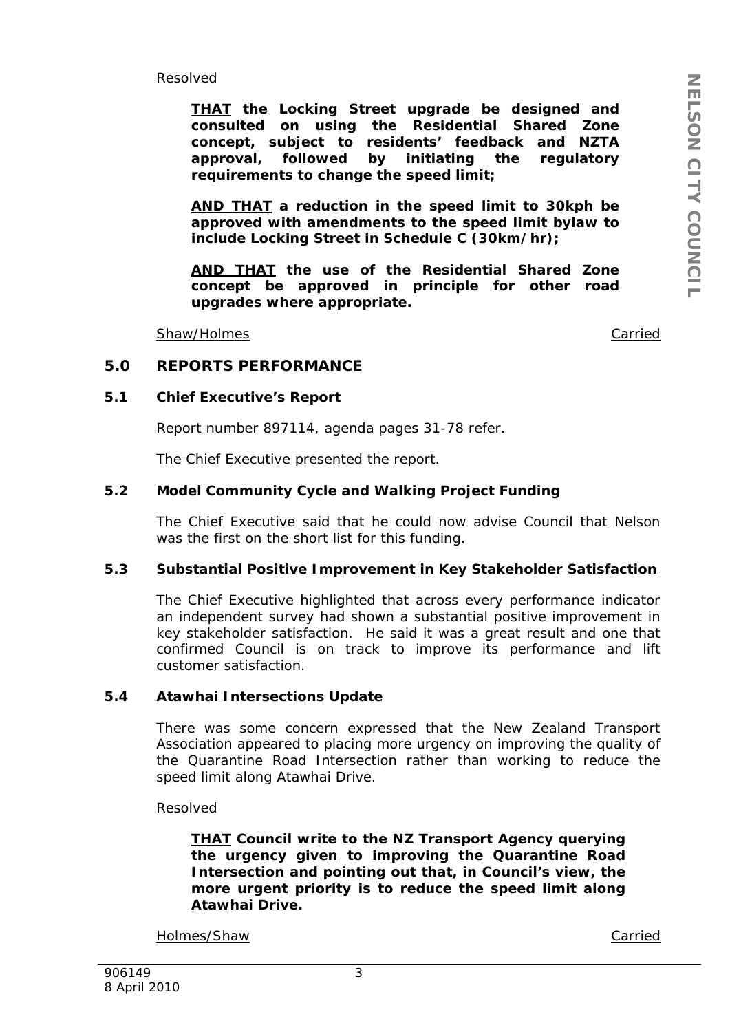Resolved

> **<u>THAT</u> the Locking Street upgrade be designed and consulted on using the Residential Shared Zone concept, subject to residents' feedback and NZTA approval, followed by initiating the regulatory requirements to change the speed limit;**
>
> **<u>AND THAT</u> a reduction in the speed limit to 30kph be approved with amendments to the speed limit bylaw to include Locking Street in Schedule C (30km/hr);**
>
> **<u>AND THAT</u> the use of the Residential Shared Zone concept be approved in principle for other road upgrades where appropriate.**

<u>Shaw/Holmes</u> <u>Carried</u>

## 5.0 REPORTS PERFORMANCE

### 5.1 Chief Executive's Report

Report number 897114, agenda pages 31-78 refer.

The Chief Executive presented the report.

### 5.2 Model Community Cycle and Walking Project Funding

The Chief Executive said that he could now advise Council that Nelson was the first on the short list for this funding.

### 5.3 Substantial Positive Improvement in Key Stakeholder Satisfaction

The Chief Executive highlighted that across every performance indicator an independent survey had shown a substantial positive improvement in key stakeholder satisfaction. He said it was a great result and one that confirmed Council is on track to improve its performance and lift customer satisfaction.

### 5.4 Atawhai Intersections Update

There was some concern expressed that the New Zealand Transport Association appeared to placing more urgency on improving the quality of the Quarantine Road Intersection rather than working to reduce the speed limit along Atawhai Drive.

Resolved

> **<u>THAT</u> Council write to the NZ Transport Agency querying the urgency given to improving the Quarantine Road Intersection and pointing out that, in Council's view, the more urgent priority is to reduce the speed limit along Atawhai Drive.**

<u>Holmes/Shaw</u> <u>Carried</u>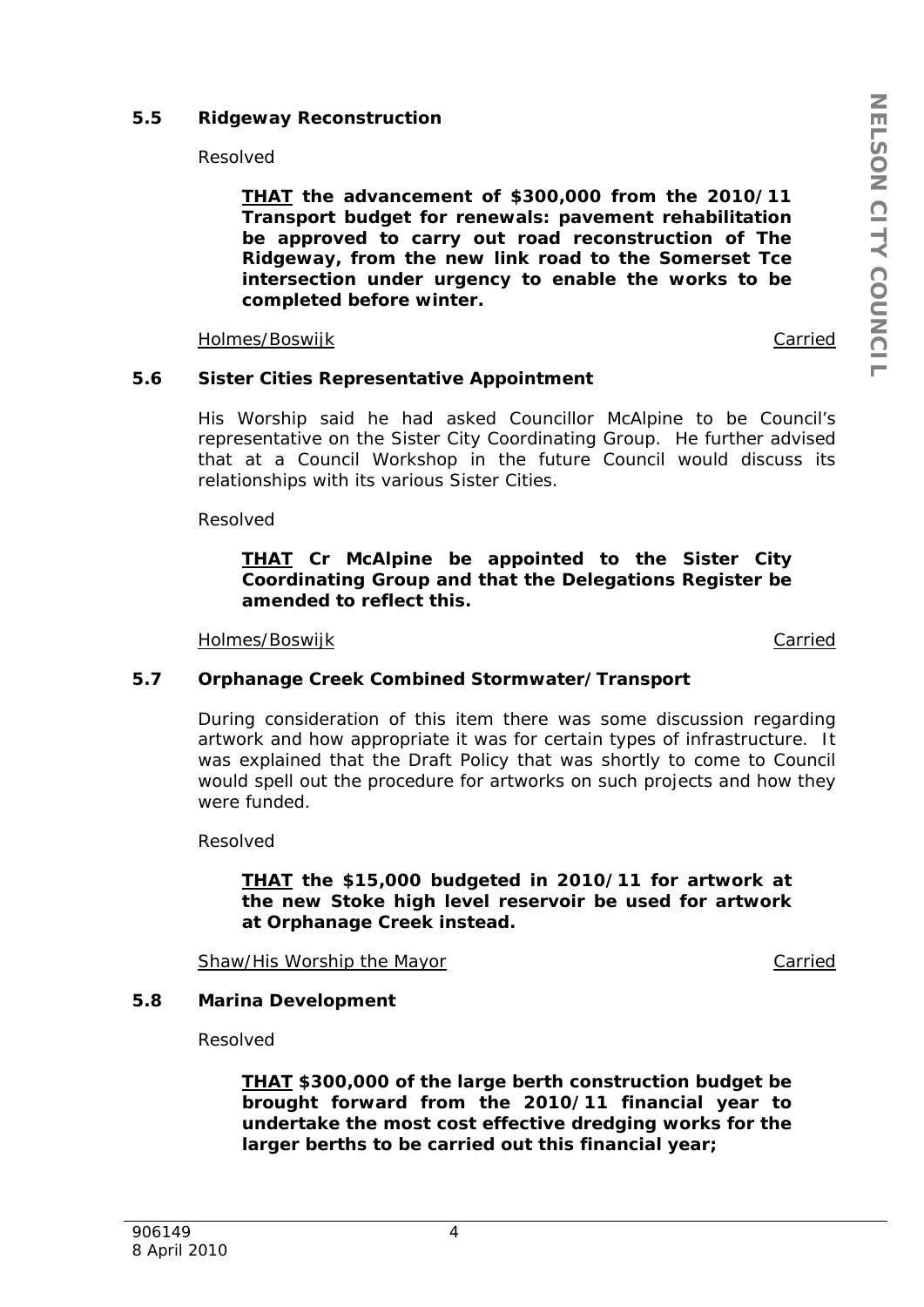### 5.5 Ridgeway Reconstruction

Resolved

> **<u>THAT</u> the advancement of $300,000 from the 2010/11 Transport budget for renewals: pavement rehabilitation be approved to carry out road reconstruction of The Ridgeway, from the new link road to the Somerset Tce intersection under urgency to enable the works to be completed before winter.**

<u>Holmes/Boswijk</u> <u>Carried</u>

### 5.6 Sister Cities Representative Appointment

His Worship said he had asked Councillor McAlpine to be Council's representative on the Sister City Coordinating Group. He further advised that at a Council Workshop in the future Council would discuss its relationships with its various Sister Cities.

Resolved

> **<u>THAT</u> Cr McAlpine be appointed to the Sister City Coordinating Group and that the Delegations Register be amended to reflect this.**

<u>Holmes/Boswijk</u> <u>Carried</u>

### 5.7 Orphanage Creek Combined Stormwater/Transport

During consideration of this item there was some discussion regarding artwork and how appropriate it was for certain types of infrastructure. It was explained that the Draft Policy that was shortly to come to Council would spell out the procedure for artworks on such projects and how they were funded.

Resolved

> **<u>THAT</u> the $15,000 budgeted in 2010/11 for artwork at the new Stoke high level reservoir be used for artwork at Orphanage Creek instead.**

<u>Shaw/His Worship the Mayor</u> <u>Carried</u>

### 5.8 Marina Development

Resolved

> **<u>THAT</u> $300,000 of the large berth construction budget be brought forward from the 2010/11 financial year to undertake the most cost effective dredging works for the larger berths to be carried out this financial year;**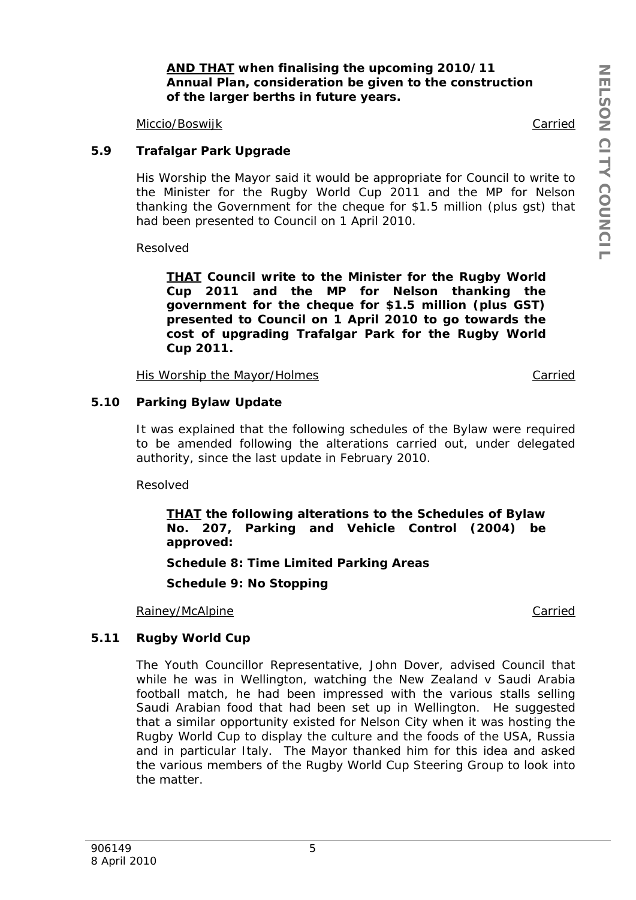**AND THAT when finalising the upcoming 2010/11 Annual Plan, consideration be given to the construction of the larger berths in future years.**

Miccio/Boswijk — Carried

### 5.9 Trafalgar Park Upgrade

*His Worship the Mayor said it would be appropriate for Council to write to the Minister for the Rugby World Cup 2011 and the MP for Nelson thanking the Government for the cheque for $1.5 million (plus gst) that had been presented to Council on 1 April 2010.*

Resolved

**THAT Council write to the Minister for the Rugby World Cup 2011 and the MP for Nelson thanking the government for the cheque for $1.5 million (plus GST) presented to Council on 1 April 2010 to go towards the cost of upgrading Trafalgar Park for the Rugby World Cup 2011.**

His Worship the Mayor/Holmes — Carried

### 5.10 Parking Bylaw Update

It was explained that the following schedules of the Bylaw were required to be amended following the alterations carried out, under delegated authority, since the last update in February 2010.

Resolved

**THAT the following alterations to the Schedules of Bylaw No. 207, Parking and Vehicle Control (2004) be approved:**

**Schedule 8: Time Limited Parking Areas**

**Schedule 9: No Stopping**

Rainey/McAlpine — Carried

### 5.11 Rugby World Cup

The Youth Councillor Representative, John Dover, advised Council that while he was in Wellington, watching the New Zealand v Saudi Arabia football match, he had been impressed with the various stalls selling Saudi Arabian food that had been set up in Wellington. He suggested that a similar opportunity existed for Nelson City when it was hosting the Rugby World Cup to display the culture and the foods of the USA, Russia and in particular Italy. The Mayor thanked him for this idea and asked the various members of the Rugby World Cup Steering Group to look into the matter.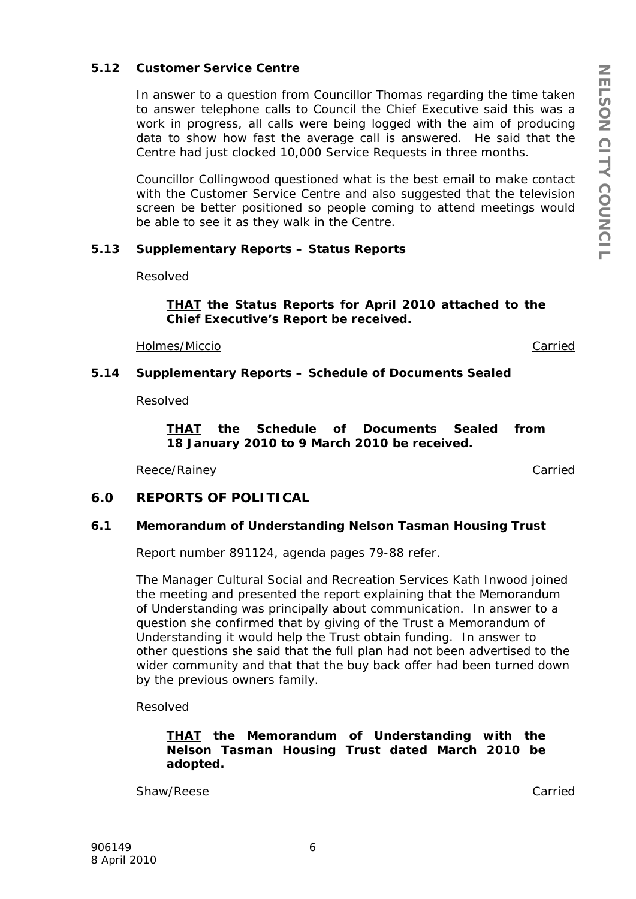### 5.12 Customer Service Centre

In answer to a question from Councillor Thomas regarding the time taken to answer telephone calls to Council the Chief Executive said this was a work in progress, all calls were being logged with the aim of producing data to show how fast the average call is answered. He said that the Centre had just clocked 10,000 Service Requests in three months.

Councillor Collingwood questioned what is the best email to make contact with the Customer Service Centre and also suggested that the television screen be better positioned so people coming to attend meetings would be able to see it as they walk in the Centre.

### 5.13 Supplementary Reports – Status Reports

Resolved

> **THAT the Status Reports for April 2010 attached to the Chief Executive's Report be received.**

Holmes/Miccio — Carried

### 5.14 Supplementary Reports – Schedule of Documents Sealed

Resolved

> **THAT the Schedule of Documents Sealed from 18 January 2010 to 9 March 2010 be received.**

Reece/Rainey — Carried

## 6.0 REPORTS OF POLITICAL

### 6.1 Memorandum of Understanding Nelson Tasman Housing Trust

Report number 891124, agenda pages 79-88 refer.

The Manager Cultural Social and Recreation Services Kath Inwood joined the meeting and presented the report explaining that the Memorandum of Understanding was principally about communication. In answer to a question she confirmed that by giving of the Trust a Memorandum of Understanding it would help the Trust obtain funding. In answer to other questions she said that the full plan had not been advertised to the wider community and that that the buy back offer had been turned down by the previous owners family.

Resolved

> **THAT the Memorandum of Understanding with the Nelson Tasman Housing Trust dated March 2010 be adopted.**

Shaw/Reese — Carried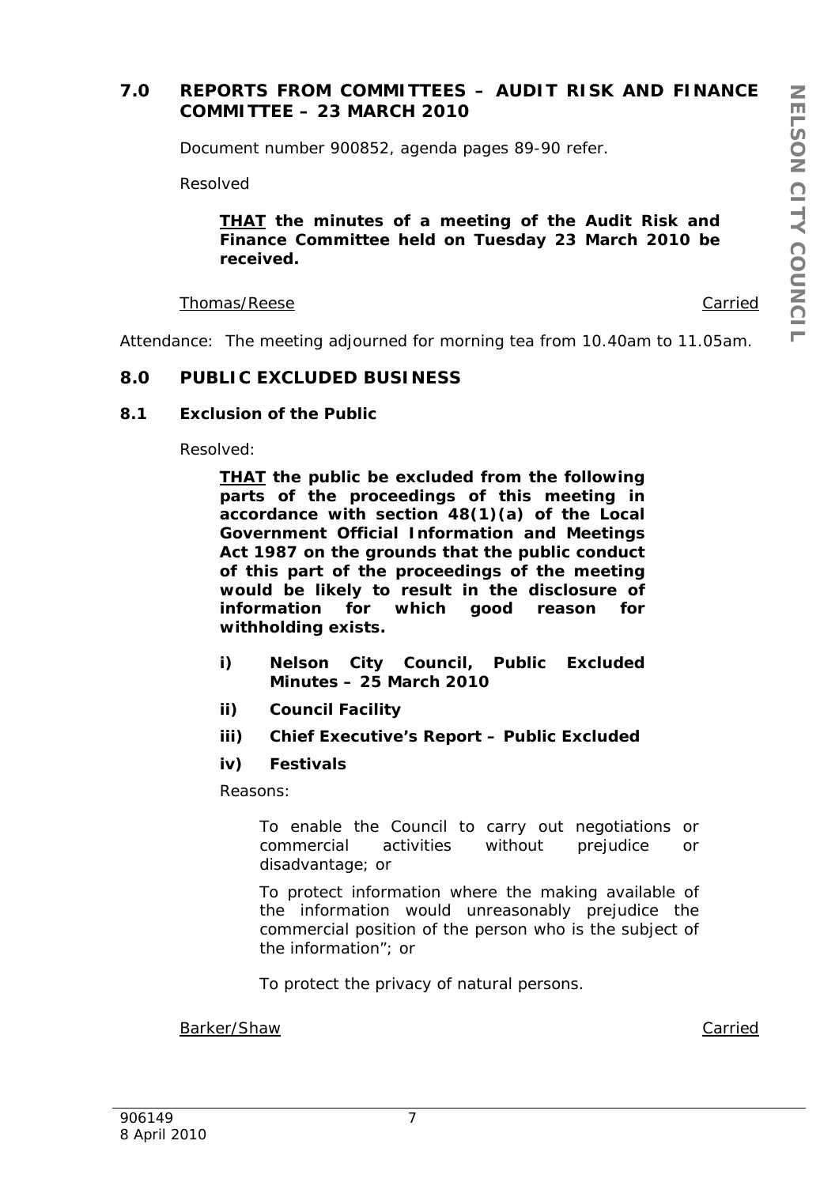## 7.0 REPORTS FROM COMMITTEES – AUDIT RISK AND FINANCE COMMITTEE – 23 MARCH 2010

Document number 900852, agenda pages 89-90 refer.

Resolved

> **THAT the minutes of a meeting of the Audit Risk and Finance Committee held on Tuesday 23 March 2010 be received.**

Thomas/Reese — Carried

Attendance: The meeting adjourned for morning tea from 10.40am to 11.05am.

## 8.0 PUBLIC EXCLUDED BUSINESS

### 8.1 Exclusion of the Public

Resolved:

> **THAT the public be excluded from the following parts of the proceedings of this meeting in accordance with section 48(1)(a) of the Local Government Official Information and Meetings Act 1987 on the grounds that the public conduct of this part of the proceedings of the meeting would be likely to result in the disclosure of information for which good reason for withholding exists.**
>
> **i) Nelson City Council, Public Excluded Minutes – 25 March 2010**
>
> **ii) Council Facility**
>
> **iii) Chief Executive's Report – Public Excluded**
>
> **iv) Festivals**

Reasons:

> To enable the Council to carry out negotiations or commercial activities without prejudice or disadvantage; or
>
> To protect information where the making available of the information would unreasonably prejudice the commercial position of the person who is the subject of the information"; or
>
> To protect the privacy of natural persons.

Barker/Shaw — Carried

906149
8 April 2010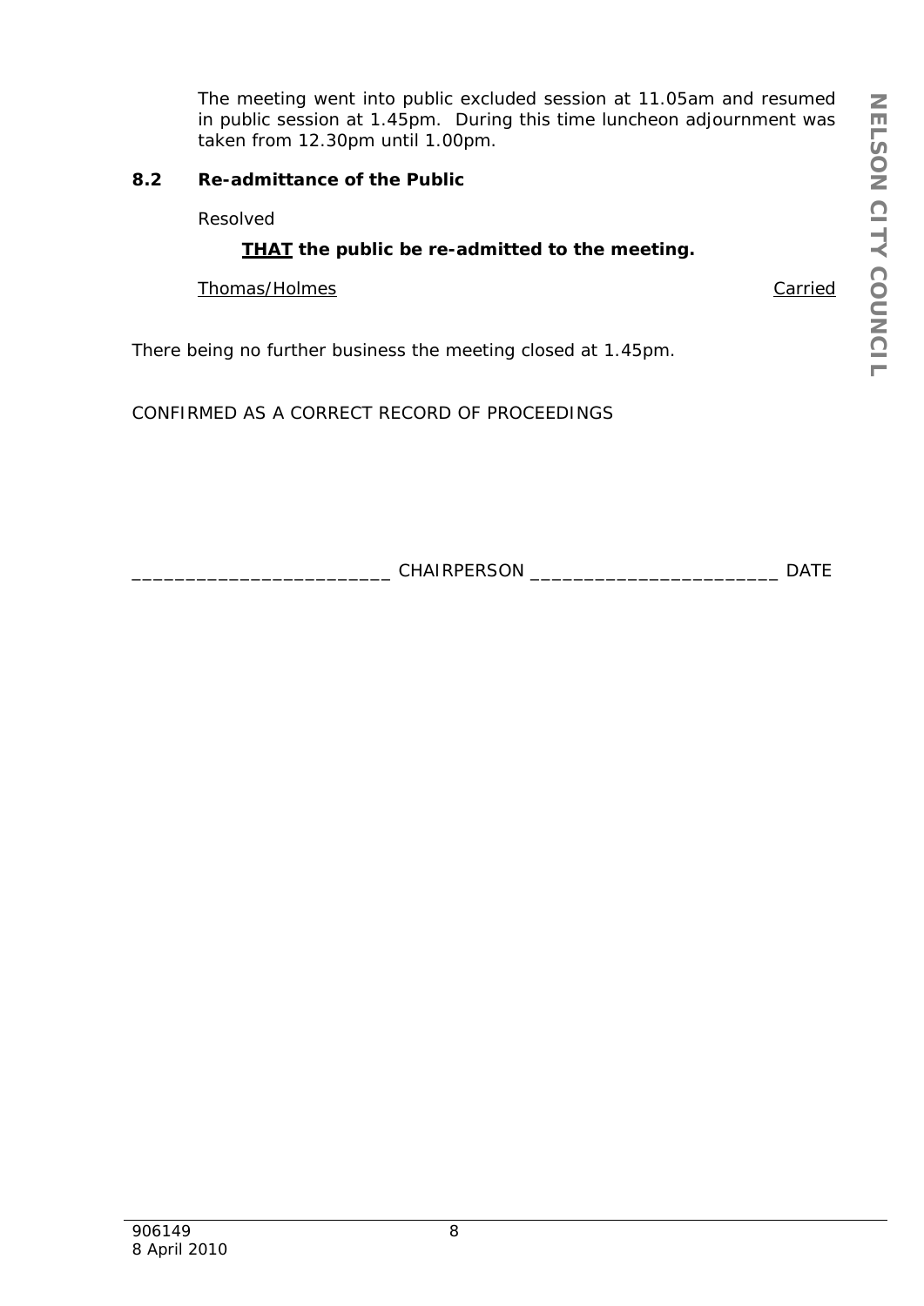The meeting went into public excluded session at 11.05am and resumed in public session at 1.45pm. During this time luncheon adjournment was taken from 12.30pm until 1.00pm.

### 8.2 Re-admittance of the Public

Resolved

**<u>THAT</u> the public be re-admitted to the meeting.**

<u>Thomas/Holmes</u> <u>Carried</u>

There being no further business the meeting closed at 1.45pm.

CONFIRMED AS A CORRECT RECORD OF PROCEEDINGS

________________________ CHAIRPERSON ________________________ DATE